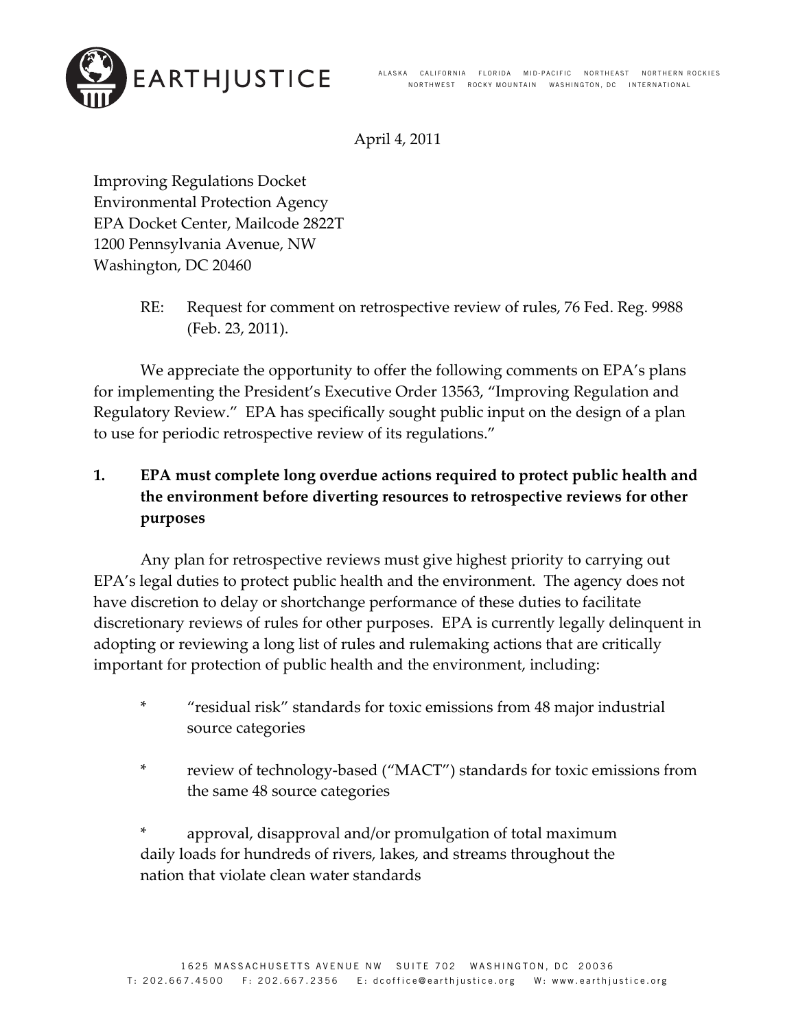EARTHJUSTICE

ALASKA CALIFORNIA FLORIDA MID-PACIFIC NORTHEAST NORTHERN ROCKIES NORTHWEST ROCKY MOUNTAIN WASHINGTON, DC INTERNATIONAL

April 4, 2011

Improving Regulations Docket
Environmental Protection Agency
EPA Docket Center, Mailcode 2822T
1200 Pennsylvania Avenue, NW
Washington, DC 20460

RE: Request for comment on retrospective review of rules, 76 Fed. Reg. 9988 (Feb. 23, 2011).

We appreciate the opportunity to offer the following comments on EPA's plans for implementing the President's Executive Order 13563, "Improving Regulation and Regulatory Review." EPA has specifically sought public input on the design of a plan to use for periodic retrospective review of its regulations."

**1. EPA must complete long overdue actions required to protect public health and the environment before diverting resources to retrospective reviews for other purposes**

Any plan for retrospective reviews must give highest priority to carrying out EPA's legal duties to protect public health and the environment. The agency does not have discretion to delay or shortchange performance of these duties to facilitate discretionary reviews of rules for other purposes. EPA is currently legally delinquent in adopting or reviewing a long list of rules and rulemaking actions that are critically important for protection of public health and the environment, including:

* "residual risk" standards for toxic emissions from 48 major industrial source categories

* review of technology-based ("MACT") standards for toxic emissions from the same 48 source categories

* approval, disapproval and/or promulgation of total maximum daily loads for hundreds of rivers, lakes, and streams throughout the nation that violate clean water standards

1625 MASSACHUSETTS AVENUE NW SUITE 702 WASHINGTON, DC 20036
T: 202.667.4500 F: 202.667.2356 E: dcoffice@earthjustice.org W: www.earthjustice.org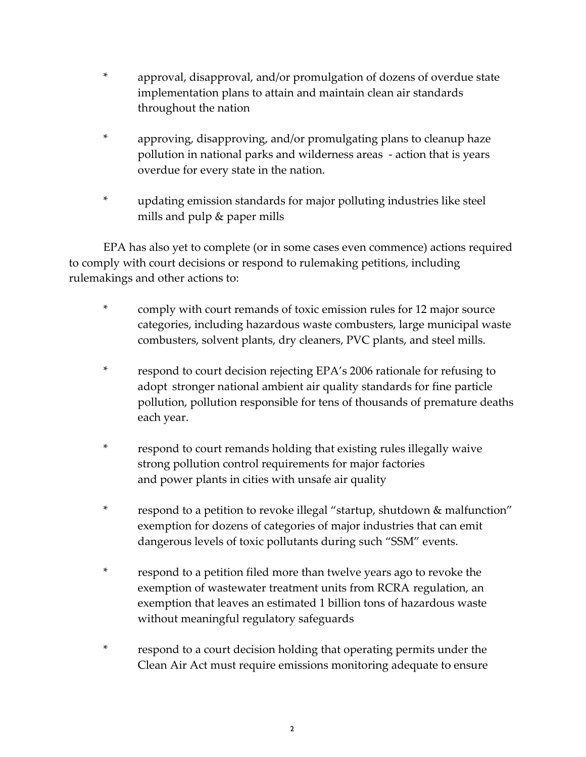* approval, disapproval, and/or promulgation of dozens of overdue state implementation plans to attain and maintain clean air standards throughout the nation

* approving, disapproving, and/or promulgating plans to cleanup haze pollution in national parks and wilderness areas - action that is years overdue for every state in the nation.

* updating emission standards for major polluting industries like steel mills and pulp & paper mills

EPA has also yet to complete (or in some cases even commence) actions required to comply with court decisions or respond to rulemaking petitions, including rulemakings and other actions to:

* comply with court remands of toxic emission rules for 12 major source categories, including hazardous waste combusters, large municipal waste combusters, solvent plants, dry cleaners, PVC plants, and steel mills.

* respond to court decision rejecting EPA's 2006 rationale for refusing to adopt stronger national ambient air quality standards for fine particle pollution, pollution responsible for tens of thousands of premature deaths each year.

* respond to court remands holding that existing rules illegally waive strong pollution control requirements for major factories and power plants in cities with unsafe air quality

* respond to a petition to revoke illegal "startup, shutdown & malfunction" exemption for dozens of categories of major industries that can emit dangerous levels of toxic pollutants during such "SSM" events.

* respond to a petition filed more than twelve years ago to revoke the exemption of wastewater treatment units from RCRA regulation, an exemption that leaves an estimated 1 billion tons of hazardous waste without meaningful regulatory safeguards

* respond to a court decision holding that operating permits under the Clean Air Act must require emissions monitoring adequate to ensure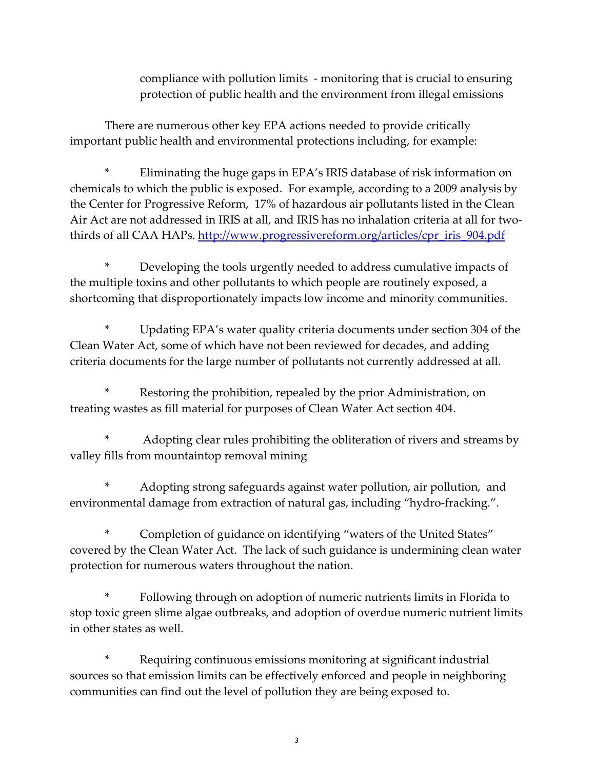compliance with pollution limits - monitoring that is crucial to ensuring protection of public health and the environment from illegal emissions

There are numerous other key EPA actions needed to provide critically important public health and environmental protections including, for example:

* Eliminating the huge gaps in EPA's IRIS database of risk information on chemicals to which the public is exposed. For example, according to a 2009 analysis by the Center for Progressive Reform, 17% of hazardous air pollutants listed in the Clean Air Act are not addressed in IRIS at all, and IRIS has no inhalation criteria at all for two-thirds of all CAA HAPs. http://www.progressivereform.org/articles/cpr_iris_904.pdf

* Developing the tools urgently needed to address cumulative impacts of the multiple toxins and other pollutants to which people are routinely exposed, a shortcoming that disproportionately impacts low income and minority communities.

* Updating EPA's water quality criteria documents under section 304 of the Clean Water Act, some of which have not been reviewed for decades, and adding criteria documents for the large number of pollutants not currently addressed at all.

* Restoring the prohibition, repealed by the prior Administration, on treating wastes as fill material for purposes of Clean Water Act section 404.

* Adopting clear rules prohibiting the obliteration of rivers and streams by valley fills from mountaintop removal mining

* Adopting strong safeguards against water pollution, air pollution, and environmental damage from extraction of natural gas, including "hydro-fracking.".

* Completion of guidance on identifying "waters of the United States" covered by the Clean Water Act. The lack of such guidance is undermining clean water protection for numerous waters throughout the nation.

* Following through on adoption of numeric nutrients limits in Florida to stop toxic green slime algae outbreaks, and adoption of overdue numeric nutrient limits in other states as well.

* Requiring continuous emissions monitoring at significant industrial sources so that emission limits can be effectively enforced and people in neighboring communities can find out the level of pollution they are being exposed to.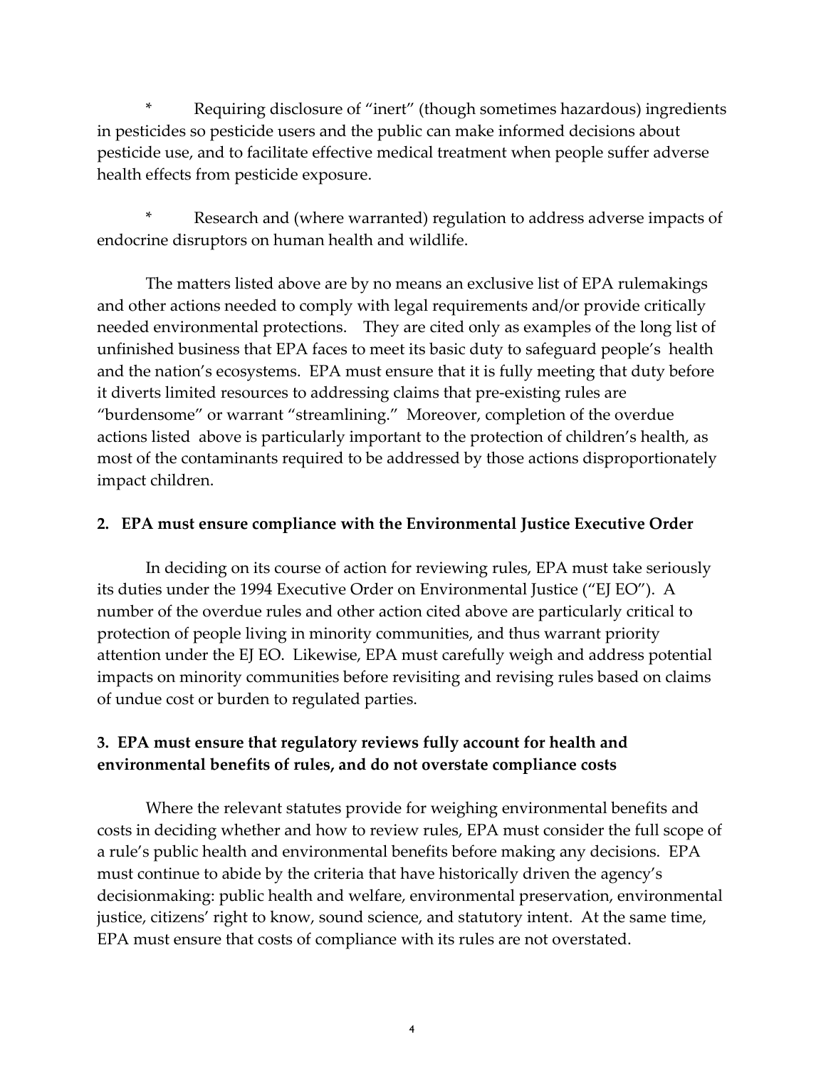*	Requiring disclosure of "inert" (though sometimes hazardous) ingredients in pesticides so pesticide users and the public can make informed decisions about pesticide use, and to facilitate effective medical treatment when people suffer adverse health effects from pesticide exposure.

*	Research and (where warranted) regulation to address adverse impacts of endocrine disruptors on human health and wildlife.

The matters listed above are by no means an exclusive list of EPA rulemakings and other actions needed to comply with legal requirements and/or provide critically needed environmental protections. They are cited only as examples of the long list of unfinished business that EPA faces to meet its basic duty to safeguard people's health and the nation's ecosystems. EPA must ensure that it is fully meeting that duty before it diverts limited resources to addressing claims that pre-existing rules are "burdensome" or warrant "streamlining." Moreover, completion of the overdue actions listed above is particularly important to the protection of children's health, as most of the contaminants required to be addressed by those actions disproportionately impact children.

**2. EPA must ensure compliance with the Environmental Justice Executive Order**

In deciding on its course of action for reviewing rules, EPA must take seriously its duties under the 1994 Executive Order on Environmental Justice ("EJ EO"). A number of the overdue rules and other action cited above are particularly critical to protection of people living in minority communities, and thus warrant priority attention under the EJ EO. Likewise, EPA must carefully weigh and address potential impacts on minority communities before revisiting and revising rules based on claims of undue cost or burden to regulated parties.

**3. EPA must ensure that regulatory reviews fully account for health and environmental benefits of rules, and do not overstate compliance costs**

Where the relevant statutes provide for weighing environmental benefits and costs in deciding whether and how to review rules, EPA must consider the full scope of a rule's public health and environmental benefits before making any decisions. EPA must continue to abide by the criteria that have historically driven the agency's decisionmaking: public health and welfare, environmental preservation, environmental justice, citizens' right to know, sound science, and statutory intent. At the same time, EPA must ensure that costs of compliance with its rules are not overstated.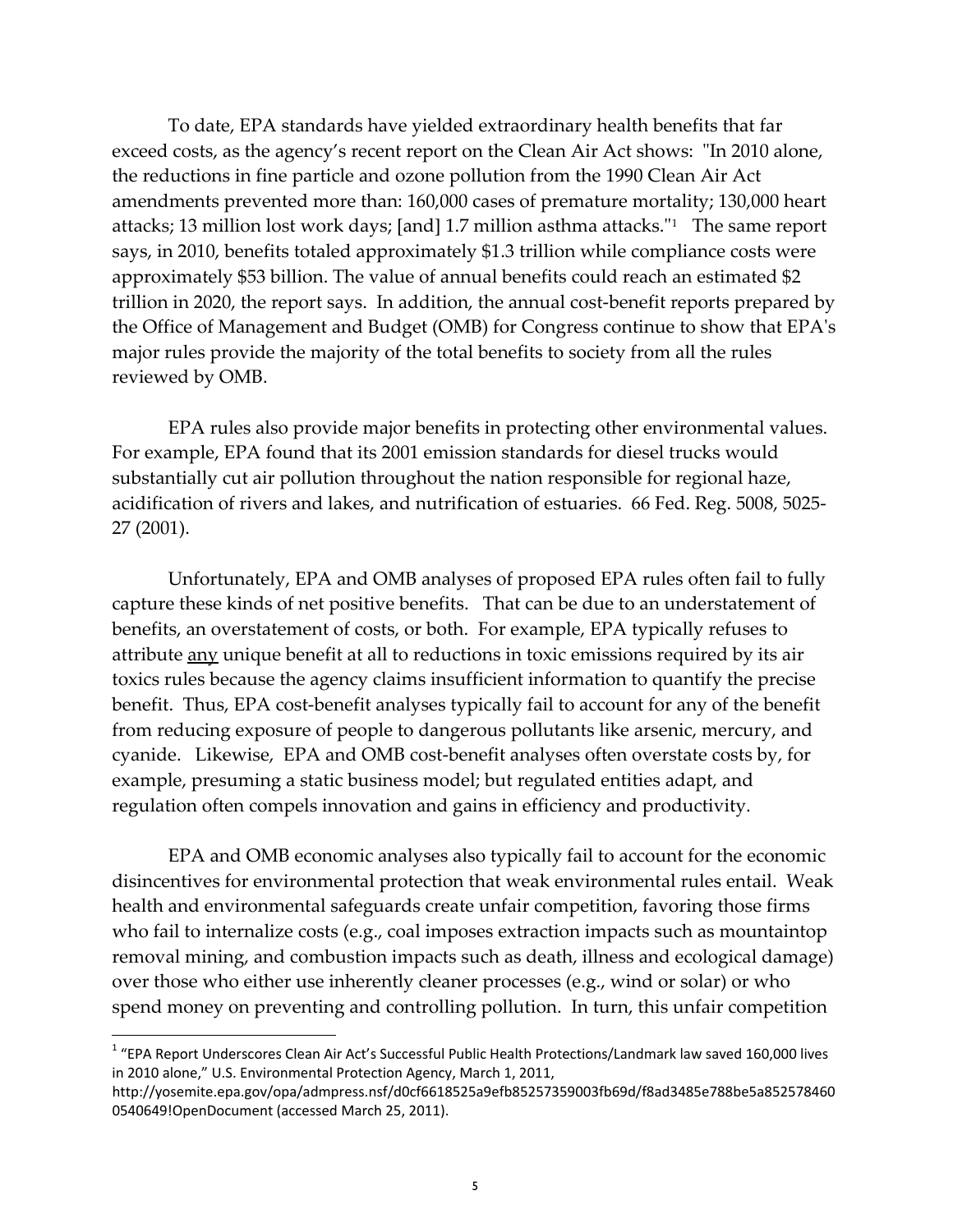To date, EPA standards have yielded extraordinary health benefits that far exceed costs, as the agency's recent report on the Clean Air Act shows: "In 2010 alone, the reductions in fine particle and ozone pollution from the 1990 Clean Air Act amendments prevented more than: 160,000 cases of premature mortality; 130,000 heart attacks; 13 million lost work days; [and] 1.7 million asthma attacks."[1] The same report says, in 2010, benefits totaled approximately $1.3 trillion while compliance costs were approximately $53 billion. The value of annual benefits could reach an estimated $2 trillion in 2020, the report says. In addition, the annual cost-benefit reports prepared by the Office of Management and Budget (OMB) for Congress continue to show that EPA's major rules provide the majority of the total benefits to society from all the rules reviewed by OMB.

EPA rules also provide major benefits in protecting other environmental values. For example, EPA found that its 2001 emission standards for diesel trucks would substantially cut air pollution throughout the nation responsible for regional haze, acidification of rivers and lakes, and nutrification of estuaries. 66 Fed. Reg. 5008, 5025-27 (2001).

Unfortunately, EPA and OMB analyses of proposed EPA rules often fail to fully capture these kinds of net positive benefits. That can be due to an understatement of benefits, an overstatement of costs, or both. For example, EPA typically refuses to attribute <u>any</u> unique benefit at all to reductions in toxic emissions required by its air toxics rules because the agency claims insufficient information to quantify the precise benefit. Thus, EPA cost-benefit analyses typically fail to account for any of the benefit from reducing exposure of people to dangerous pollutants like arsenic, mercury, and cyanide. Likewise, EPA and OMB cost-benefit analyses often overstate costs by, for example, presuming a static business model; but regulated entities adapt, and regulation often compels innovation and gains in efficiency and productivity.

EPA and OMB economic analyses also typically fail to account for the economic disincentives for environmental protection that weak environmental rules entail. Weak health and environmental safeguards create unfair competition, favoring those firms who fail to internalize costs (e.g., coal imposes extraction impacts such as mountaintop removal mining, and combustion impacts such as death, illness and ecological damage) over those who either use inherently cleaner processes (e.g., wind or solar) or who spend money on preventing and controlling pollution. In turn, this unfair competition

[1] "EPA Report Underscores Clean Air Act's Successful Public Health Protections/Landmark law saved 160,000 lives in 2010 alone," U.S. Environmental Protection Agency, March 1, 2011, http://yosemite.epa.gov/opa/admpress.nsf/d0cf6618525a9efb85257359003fb69d/f8ad3485e788be5a852578460 0540649!OpenDocument (accessed March 25, 2011).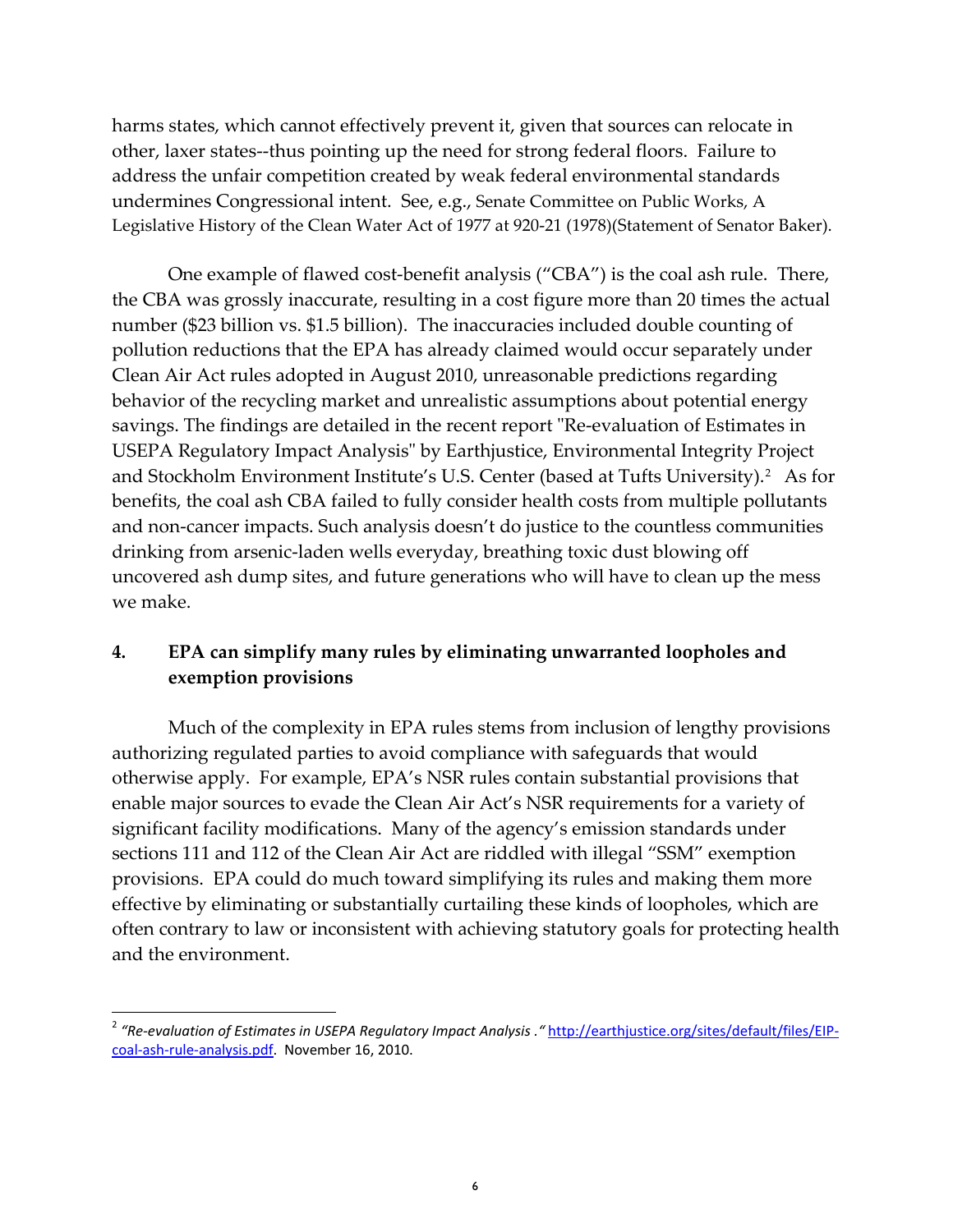harms states, which cannot effectively prevent it, given that sources can relocate in other, laxer states--thus pointing up the need for strong federal floors. Failure to address the unfair competition created by weak federal environmental standards undermines Congressional intent. See, e.g., Senate Committee on Public Works, A Legislative History of the Clean Water Act of 1977 at 920-21 (1978)(Statement of Senator Baker).

One example of flawed cost-benefit analysis ("CBA") is the coal ash rule. There, the CBA was grossly inaccurate, resulting in a cost figure more than 20 times the actual number ($23 billion vs. $1.5 billion). The inaccuracies included double counting of pollution reductions that the EPA has already claimed would occur separately under Clean Air Act rules adopted in August 2010, unreasonable predictions regarding behavior of the recycling market and unrealistic assumptions about potential energy savings. The findings are detailed in the recent report "Re-evaluation of Estimates in USEPA Regulatory Impact Analysis" by Earthjustice, Environmental Integrity Project and Stockholm Environment Institute's U.S. Center (based at Tufts University).[2] As for benefits, the coal ash CBA failed to fully consider health costs from multiple pollutants and non-cancer impacts. Such analysis doesn't do justice to the countless communities drinking from arsenic-laden wells everyday, breathing toxic dust blowing off uncovered ash dump sites, and future generations who will have to clean up the mess we make.

## 4. EPA can simplify many rules by eliminating unwarranted loopholes and exemption provisions

Much of the complexity in EPA rules stems from inclusion of lengthy provisions authorizing regulated parties to avoid compliance with safeguards that would otherwise apply. For example, EPA's NSR rules contain substantial provisions that enable major sources to evade the Clean Air Act's NSR requirements for a variety of significant facility modifications. Many of the agency's emission standards under sections 111 and 112 of the Clean Air Act are riddled with illegal "SSM" exemption provisions. EPA could do much toward simplifying its rules and making them more effective by eliminating or substantially curtailing these kinds of loopholes, which are often contrary to law or inconsistent with achieving statutory goals for protecting health and the environment.

---

[2] *"Re-evaluation of Estimates in USEPA Regulatory Impact Analysis ."* http://earthjustice.org/sites/default/files/EIP-coal-ash-rule-analysis.pdf. November 16, 2010.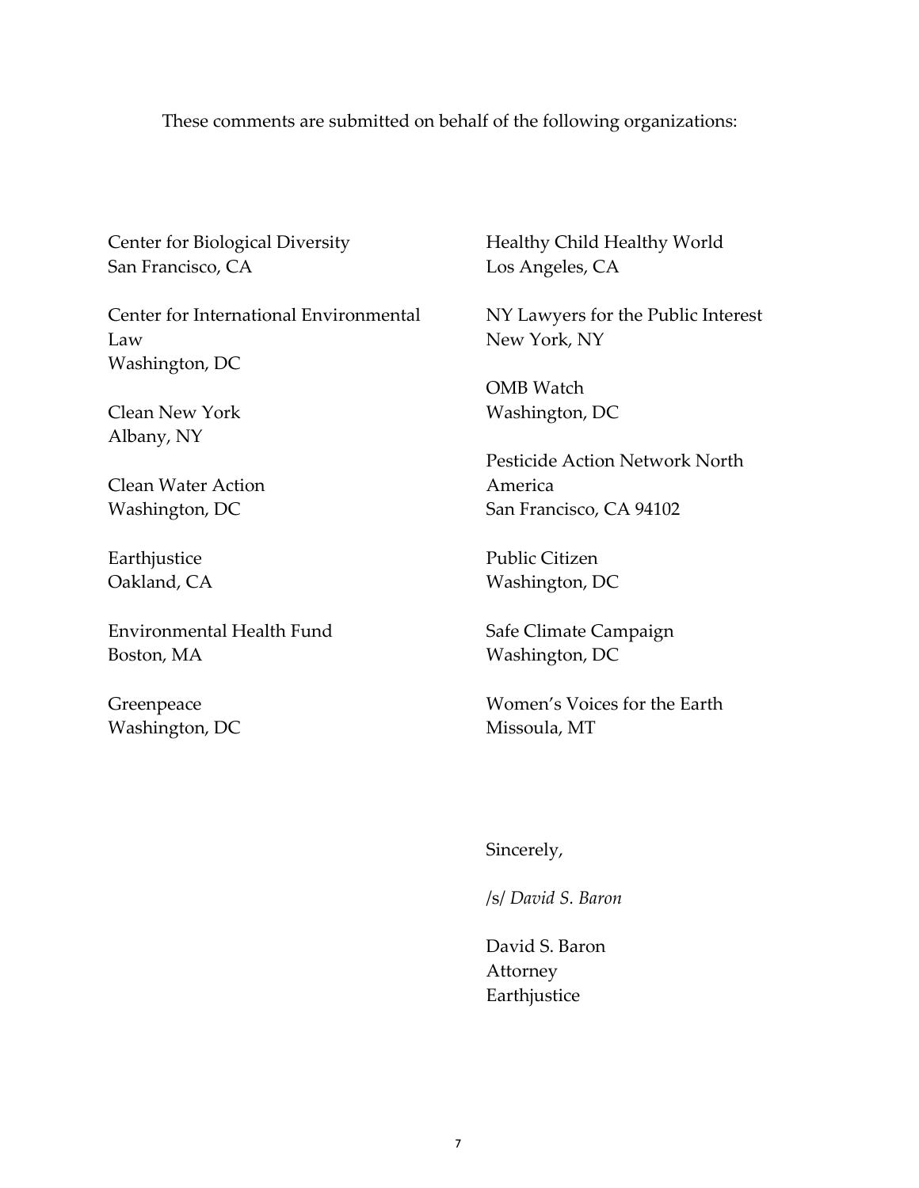These comments are submitted on behalf of the following organizations:

Center for Biological Diversity
San Francisco, CA

Center for International Environmental Law
Washington, DC

Clean New York
Albany, NY

Clean Water Action
Washington, DC

Earthjustice
Oakland, CA

Environmental Health Fund
Boston, MA

Greenpeace
Washington, DC

Healthy Child Healthy World
Los Angeles, CA

NY Lawyers for the Public Interest
New York, NY

OMB Watch
Washington, DC

Pesticide Action Network North America
San Francisco, CA 94102

Public Citizen
Washington, DC

Safe Climate Campaign
Washington, DC

Women's Voices for the Earth
Missoula, MT

Sincerely,

/s/ *David S. Baron*

David S. Baron
Attorney
Earthjustice